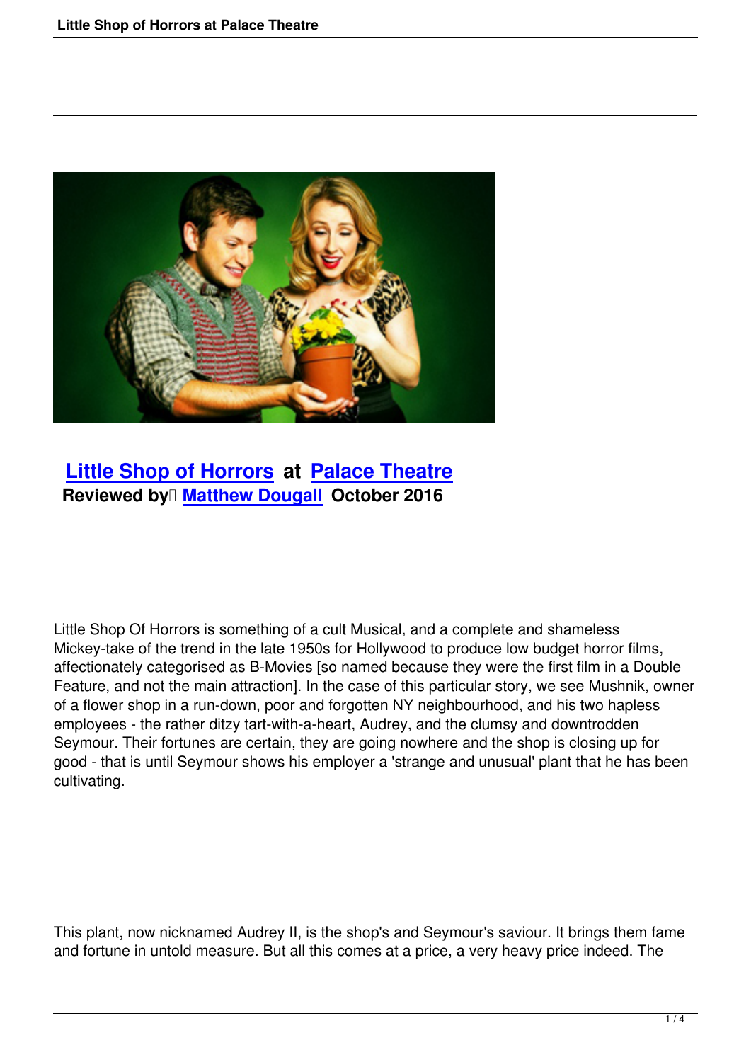## Little Shop of Horrors at Palace Theatre

**Reviewed by Matthew Dougall October 2016**

Little Shop Of Horrors is something of a cult Musical, and a complete and shameless Mickey-take of the trend in the late 1950s for Hollywood to produce low budget horror films, affectionately categorised as B-Movies [so named because they were the first film in a Double Feature, and not the main attraction]. In the case of this particular story, we see Mushnik, owner of a flower shop in a run-down, poor and forgotten NY neighbourhood, and his two hapless employees - the rather ditzy tart-with-a-heart, Audrey, and the clumsy and downtrodden Seymour. Their fortunes are certain, they are going nowhere and the shop is closing up for good - that is until Seymour shows his employer a 'strange and unusual' plant that he has been cultivating.

This plant, now nicknamed Audrey II, is the shop's and Seymour's saviour. It brings them fame and fortune in untold measure. But all this comes at a price, a very heavy price indeed. The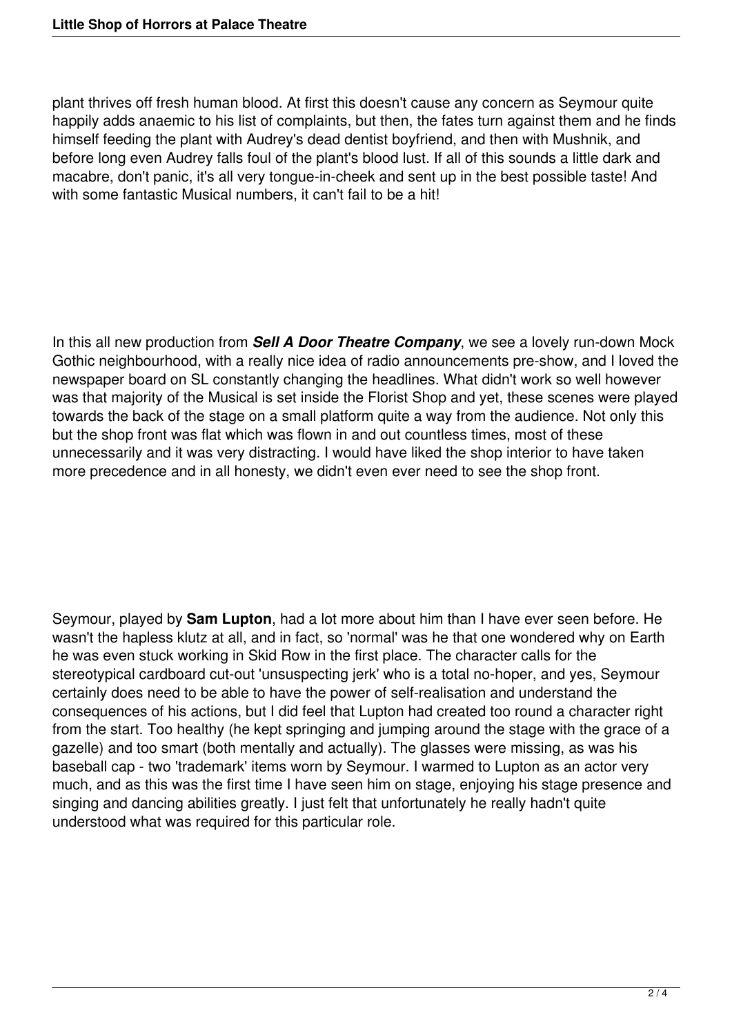plant thrives off fresh human blood. At first this doesn't cause any concern as Seymour quite happily adds anaemic to his list of complaints, but then, the fates turn against them and he finds himself feeding the plant with Audrey's dead dentist boyfriend, and then with Mushnik, and before long even Audrey falls foul of the plant's blood lust. If all of this sounds a little dark and macabre, don't panic, it's all very tongue-in-cheek and sent up in the best possible taste! And with some fantastic Musical numbers, it can't fail to be a hit!

In this all new production from ***Sell A Door Theatre Company***, we see a lovely run-down Mock Gothic neighbourhood, with a really nice idea of radio announcements pre-show, and I loved the newspaper board on SL constantly changing the headlines. What didn't work so well however was that majority of the Musical is set inside the Florist Shop and yet, these scenes were played towards the back of the stage on a small platform quite a way from the audience. Not only this but the shop front was flat which was flown in and out countless times, most of these unnecessarily and it was very distracting. I would have liked the shop interior to have taken more precedence and in all honesty, we didn't even ever need to see the shop front.

Seymour, played by **Sam Lupton**, had a lot more about him than I have ever seen before. He wasn't the hapless klutz at all, and in fact, so 'normal' was he that one wondered why on Earth he was even stuck working in Skid Row in the first place. The character calls for the stereotypical cardboard cut-out 'unsuspecting jerk' who is a total no-hoper, and yes, Seymour certainly does need to be able to have the power of self-realisation and understand the consequences of his actions, but I did feel that Lupton had created too round a character right from the start. Too healthy (he kept springing and jumping around the stage with the grace of a gazelle) and too smart (both mentally and actually). The glasses were missing, as was his baseball cap - two 'trademark' items worn by Seymour. I warmed to Lupton as an actor very much, and as this was the first time I have seen him on stage, enjoying his stage presence and singing and dancing abilities greatly. I just felt that unfortunately he really hadn't quite understood what was required for this particular role.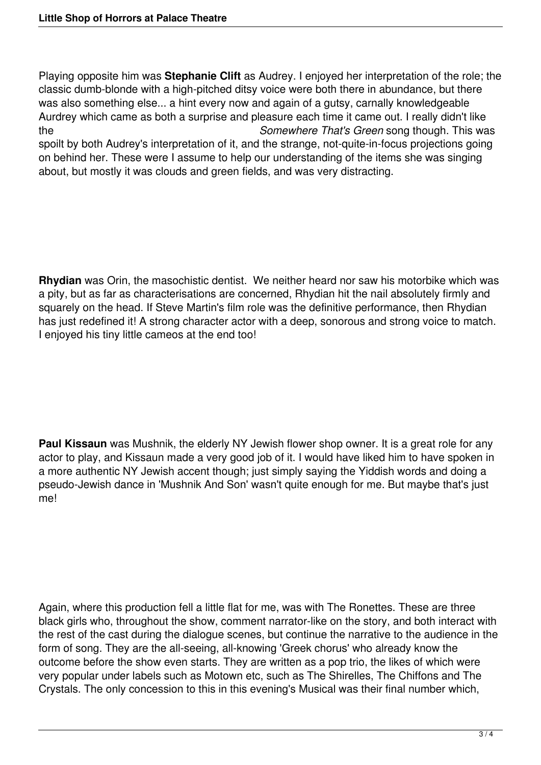Playing opposite him was **Stephanie Clift** as Audrey. I enjoyed her interpretation of the role; the classic dumb-blonde with a high-pitched ditsy voice were both there in abundance, but there was also something else... a hint every now and again of a gutsy, carnally knowledgeable Aurdrey which came as both a surprise and pleasure each time it came out. I really didn't like the *Somewhere That's Green* song though. This was spoilt by both Audrey's interpretation of it, and the strange, not-quite-in-focus projections going on behind her. These were I assume to help our understanding of the items she was singing about, but mostly it was clouds and green fields, and was very distracting.

**Rhydian** was Orin, the masochistic dentist. We neither heard nor saw his motorbike which was a pity, but as far as characterisations are concerned, Rhydian hit the nail absolutely firmly and squarely on the head. If Steve Martin's film role was the definitive performance, then Rhydian has just redefined it! A strong character actor with a deep, sonorous and strong voice to match. I enjoyed his tiny little cameos at the end too!

**Paul Kissaun** was Mushnik, the elderly NY Jewish flower shop owner. It is a great role for any actor to play, and Kissaun made a very good job of it. I would have liked him to have spoken in a more authentic NY Jewish accent though; just simply saying the Yiddish words and doing a pseudo-Jewish dance in 'Mushnik And Son' wasn't quite enough for me. But maybe that's just me!

Again, where this production fell a little flat for me, was with The Ronettes. These are three black girls who, throughout the show, comment narrator-like on the story, and both interact with the rest of the cast during the dialogue scenes, but continue the narrative to the audience in the form of song. They are the all-seeing, all-knowing 'Greek chorus' who already know the outcome before the show even starts. They are written as a pop trio, the likes of which were very popular under labels such as Motown etc, such as The Shirelles, The Chiffons and The Crystals. The only concession to this in this evening's Musical was their final number which,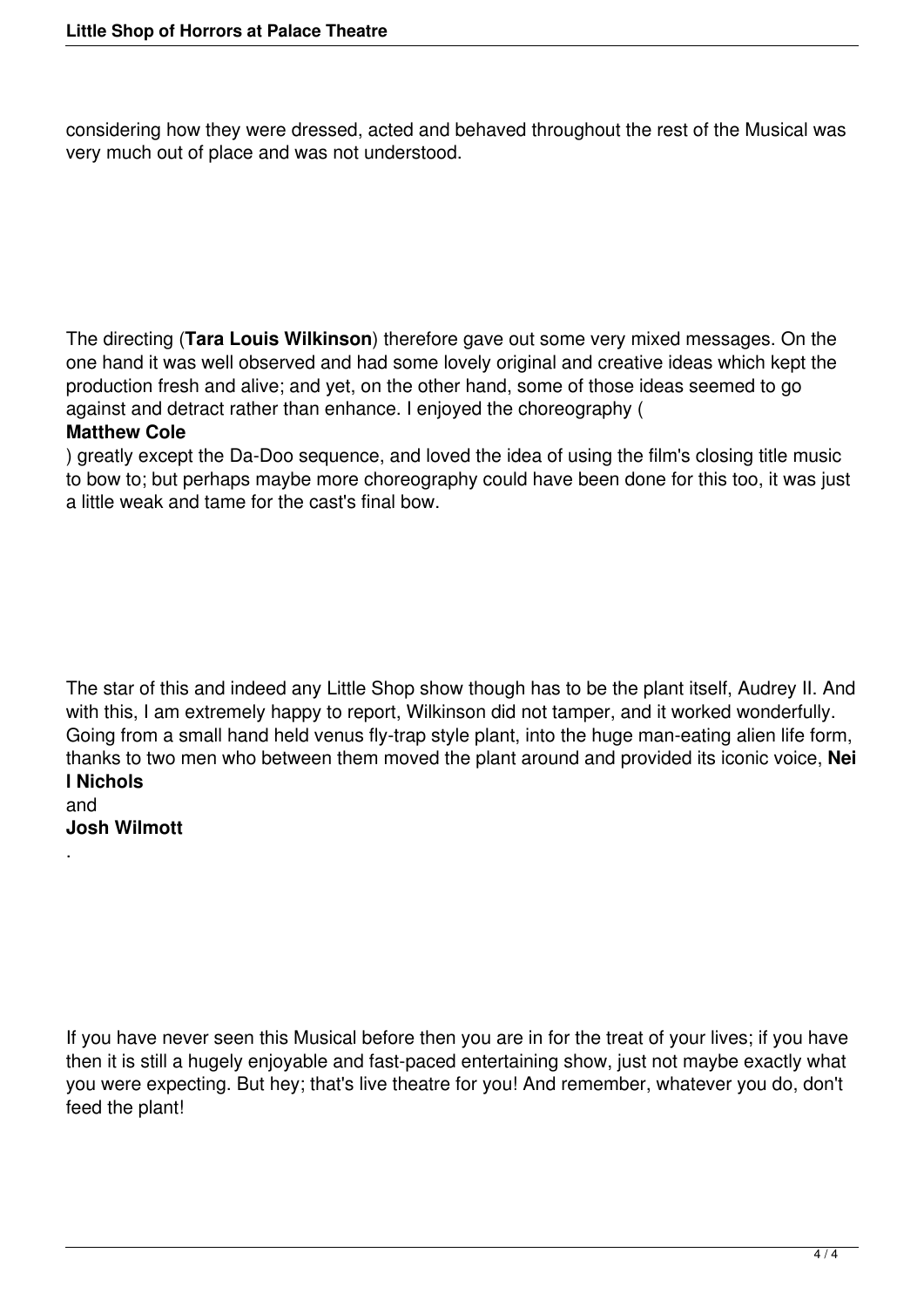considering how they were dressed, acted and behaved throughout the rest of the Musical was very much out of place and was not understood.

The directing (**Tara Louis Wilkinson**) therefore gave out some very mixed messages. On the one hand it was well observed and had some lovely original and creative ideas which kept the production fresh and alive; and yet, on the other hand, some of those ideas seemed to go against and detract rather than enhance. I enjoyed the choreography (**Matthew Cole**) greatly except the Da-Doo sequence, and loved the idea of using the film's closing title music to bow to; but perhaps maybe more choreography could have been done for this too, it was just a little weak and tame for the cast's final bow.

The star of this and indeed any Little Shop show though has to be the plant itself, Audrey II. And with this, I am extremely happy to report, Wilkinson did not tamper, and it worked wonderfully. Going from a small hand held venus fly-trap style plant, into the huge man-eating alien life form, thanks to two men who between them moved the plant around and provided its iconic voice, **Neil Nichols** and **Josh Wilmott**.

If you have never seen this Musical before then you are in for the treat of your lives; if you have then it is still a hugely enjoyable and fast-paced entertaining show, just not maybe exactly what you were expecting. But hey; that's live theatre for you! And remember, whatever you do, don't feed the plant!